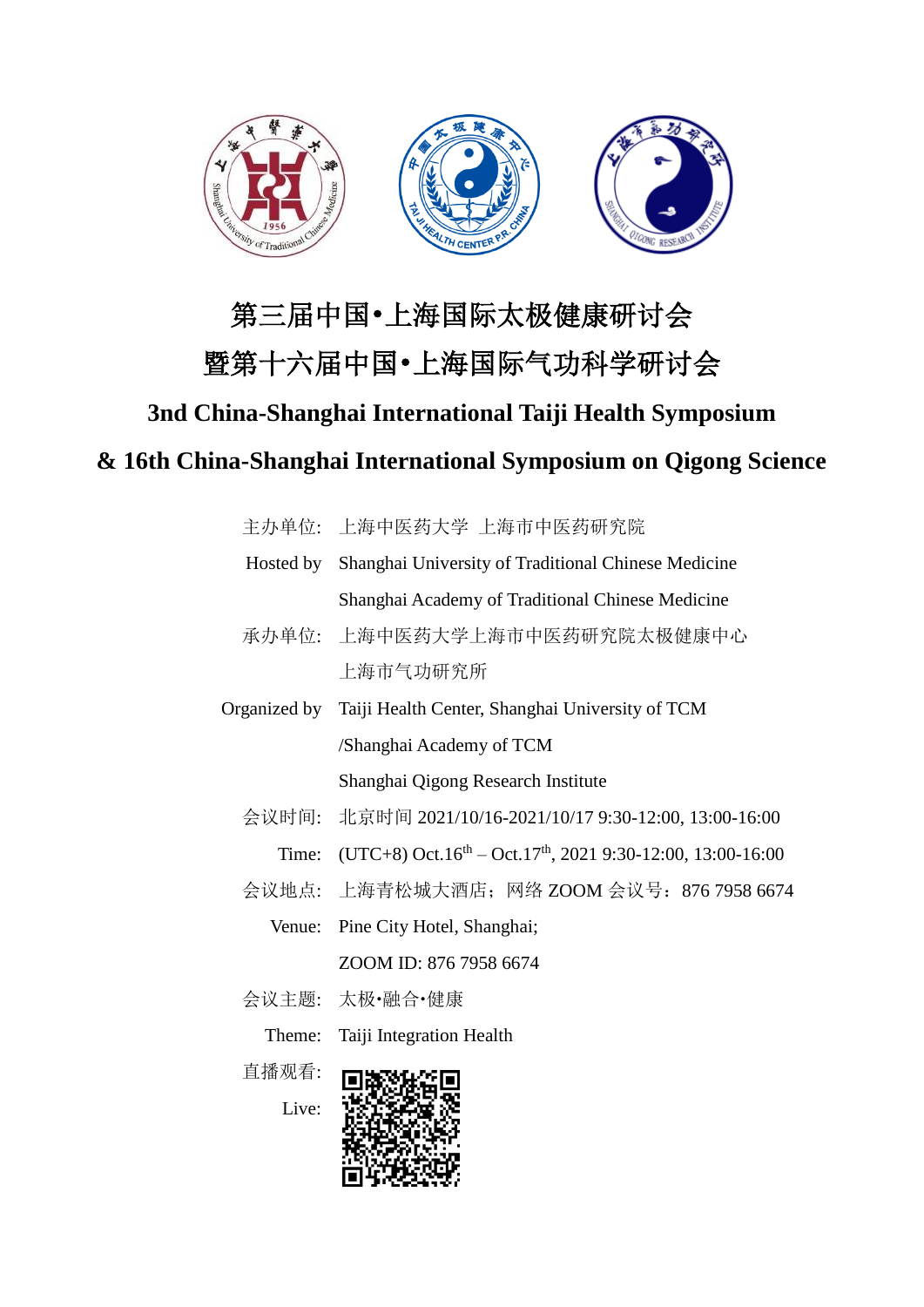# 第三届中国•上海国际太极健康研讨会

# 暨第十六届中国•上海国际气功科学研讨会

## 3nd China-Shanghai International Taiji Health Symposium

## & 16th China-Shanghai International Symposium on Qigong Science

主办单位: 上海中医药大学 上海市中医药研究院

Hosted by Shanghai University of Traditional Chinese Medicine

Shanghai Academy of Traditional Chinese Medicine

承办单位: 上海中医药大学上海市中医药研究院太极健康中心

上海市气功研究所

Organized by Taiji Health Center, Shanghai University of TCM

/Shanghai Academy of TCM

Shanghai Qigong Research Institute

会议时间: 北京时间 2021/10/16-2021/10/17 9:30-12:00, 13:00-16:00

Time: (UTC+8) Oct.16th – Oct.17th, 2021 9:30-12:00, 13:00-16:00

会议地点: 上海青松城大酒店；网络 ZOOM 会议号：876 7958 6674

Venue: Pine City Hotel, Shanghai;

ZOOM ID: 876 7958 6674

会议主题: 太极•融合•健康

Theme: Taiji Integration Health

直播观看:

Live: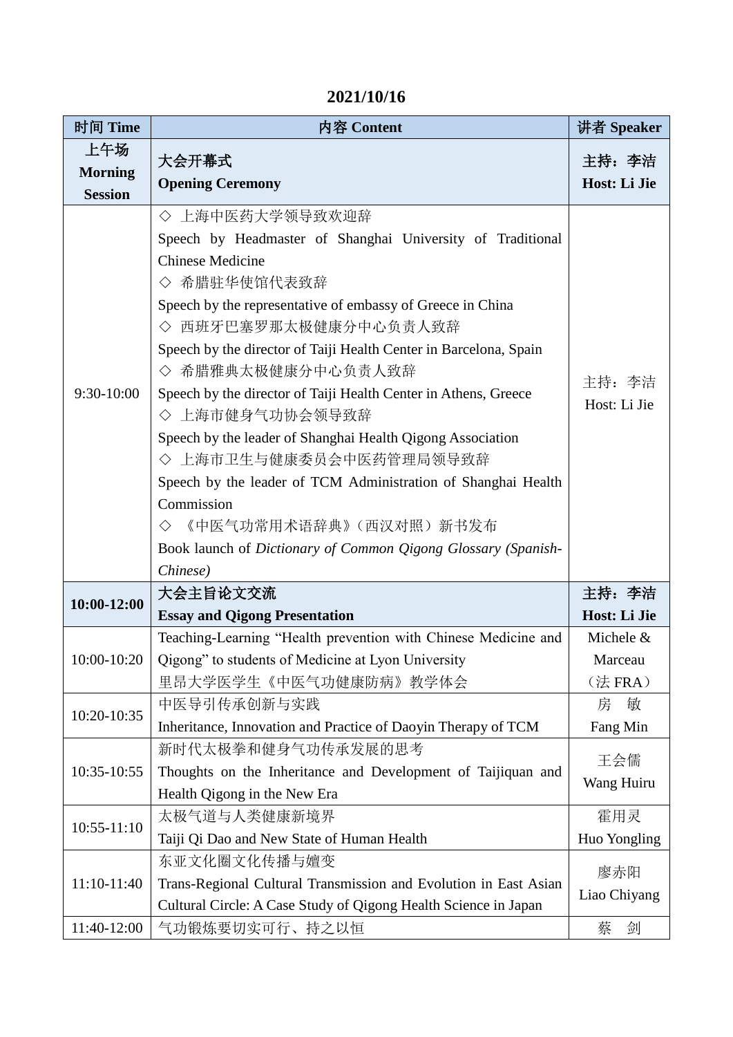## 2021/10/16

| 时间 Time | 内容 Content | 讲者 Speaker |
|---|---|---|
| **上午场 Morning Session** | **大会开幕式**<br>**Opening Ceremony** | **主持：李洁**<br>**Host: Li Jie** |
| 9:30-10:00 | ◇ 上海中医药大学领导致欢迎辞<br>Speech by Headmaster of Shanghai University of Traditional Chinese Medicine<br>◇ 希腊驻华使馆代表致辞<br>Speech by the representative of embassy of Greece in China<br>◇ 西班牙巴塞罗那太极健康分中心负责人致辞<br>Speech by the director of Taiji Health Center in Barcelona, Spain<br>◇ 希腊雅典太极健康分中心负责人致辞<br>Speech by the director of Taiji Health Center in Athens, Greece<br>◇ 上海市健身气功协会领导致辞<br>Speech by the leader of Shanghai Health Qigong Association<br>◇ 上海市卫生与健康委员会中医药管理局领导致辞<br>Speech by the leader of TCM Administration of Shanghai Health Commission<br>◇ 《中医气功常用术语辞典》（西汉对照）新书发布<br>Book launch of *Dictionary of Common Qigong Glossary (Spanish-Chinese)* | 主持：李洁<br>Host: Li Jie |
| **10:00-12:00** | **大会主旨论文交流**<br>**Essay and Qigong Presentation** | **主持：李洁**<br>**Host: Li Jie** |
| 10:00-10:20 | Teaching-Learning “Health prevention with Chinese Medicine and Qigong” to students of Medicine at Lyon University<br>里昂大学医学生《中医气功健康防病》教学体会 | Michele & Marceau<br>（法 FRA） |
| 10:20-10:35 | 中医导引传承创新与实践<br>Inheritance, Innovation and Practice of Daoyin Therapy of TCM | 房　敏<br>Fang Min |
| 10:35-10:55 | 新时代太极拳和健身气功传承发展的思考<br>Thoughts on the Inheritance and Development of Taijiquan and Health Qigong in the New Era | 王会儒<br>Wang Huiru |
| 10:55-11:10 | 太极气道与人类健康新境界<br>Taiji Qi Dao and New State of Human Health | 霍用灵<br>Huo Yongling |
| 11:10-11:40 | 东亚文化圈文化传播与嬗变<br>Trans-Regional Cultural Transmission and Evolution in East Asian Cultural Circle: A Case Study of Qigong Health Science in Japan | 廖赤阳<br>Liao Chiyang |
| 11:40-12:00 | 气功锻炼要切实可行、持之以恒 | 蔡　剑 |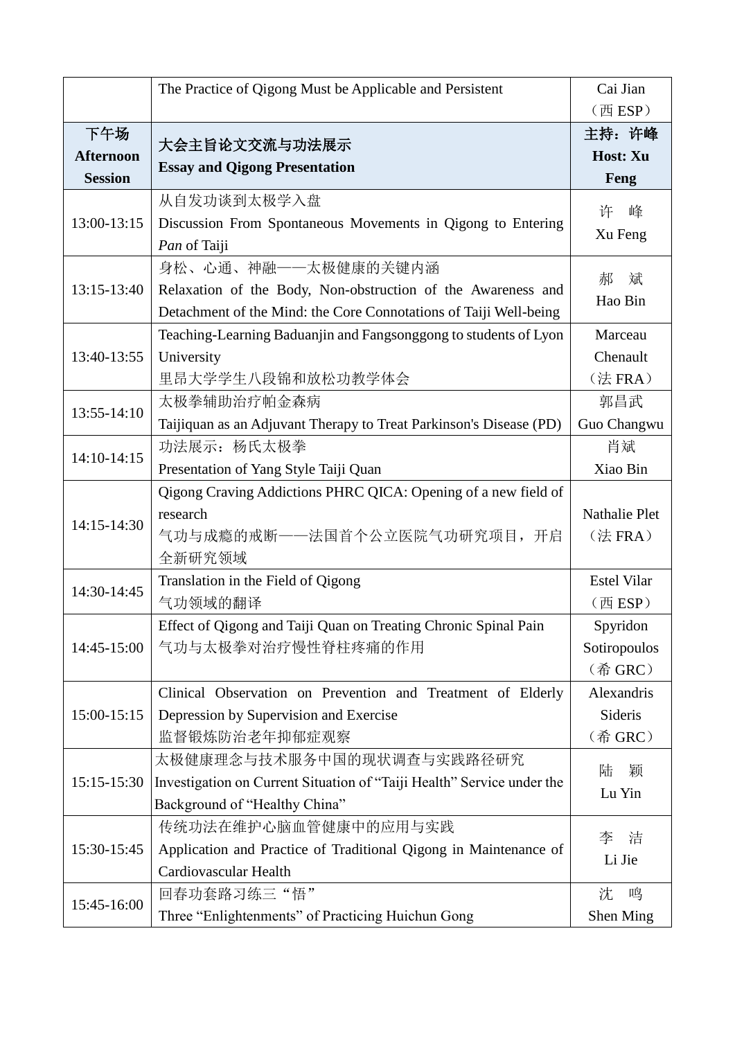| | | |
|---|---|---|
| | The Practice of Qigong Must be Applicable and Persistent | Cai Jian（西 ESP） |
| **下午场 Afternoon Session** | **大会主旨论文交流与功法展示 Essay and Qigong Presentation** | **主持：许峰 Host: Xu Feng** |
| 13:00-13:15 | 从自发功谈到太极学入盘<br>Discussion From Spontaneous Movements in Qigong to Entering *Pan* of Taiji | 许　峰<br>Xu Feng |
| 13:15-13:40 | 身松、心通、神融——太极健康的关键内涵<br>Relaxation of the Body, Non-obstruction of the Awareness and Detachment of the Mind: the Core Connotations of Taiji Well-being | 郝　斌<br>Hao Bin |
| 13:40-13:55 | Teaching-Learning Baduanjin and Fangsonggong to students of Lyon University<br>里昂大学学生八段锦和放松功教学体会 | Marceau Chenault（法 FRA） |
| 13:55-14:10 | 太极拳辅助治疗帕金森病<br>Taijiquan as an Adjuvant Therapy to Treat Parkinson's Disease (PD) | 郭昌武<br>Guo Changwu |
| 14:10-14:15 | 功法展示：杨氏太极拳<br>Presentation of Yang Style Taiji Quan | 肖斌<br>Xiao Bin |
| 14:15-14:30 | Qigong Craving Addictions PHRC QICA: Opening of a new field of research<br>气功与成瘾的戒断——法国首个公立医院气功研究项目，开启全新研究领域 | Nathalie Plet（法 FRA） |
| 14:30-14:45 | Translation in the Field of Qigong<br>气功领域的翻译 | Estel Vilar（西 ESP） |
| 14:45-15:00 | Effect of Qigong and Taiji Quan on Treating Chronic Spinal Pain<br>气功与太极拳对治疗慢性脊柱疼痛的作用 | Spyridon Sotiropoulos（希 GRC） |
| 15:00-15:15 | Clinical Observation on Prevention and Treatment of Elderly Depression by Supervision and Exercise<br>监督锻炼防治老年抑郁症观察 | Alexandris Sideris（希 GRC） |
| 15:15-15:30 | 太极健康理念与技术服务中国的现状调查与实践路径研究<br>Investigation on Current Situation of “Taiji Health” Service under the Background of “Healthy China” | 陆　颖<br>Lu Yin |
| 15:30-15:45 | 传统功法在维护心脑血管健康中的应用与实践<br>Application and Practice of Traditional Qigong in Maintenance of Cardiovascular Health | 李　洁<br>Li Jie |
| 15:45-16:00 | 回春功套路习练三“悟”<br>Three “Enlightenments” of Practicing Huichun Gong | 沈　鸣<br>Shen Ming |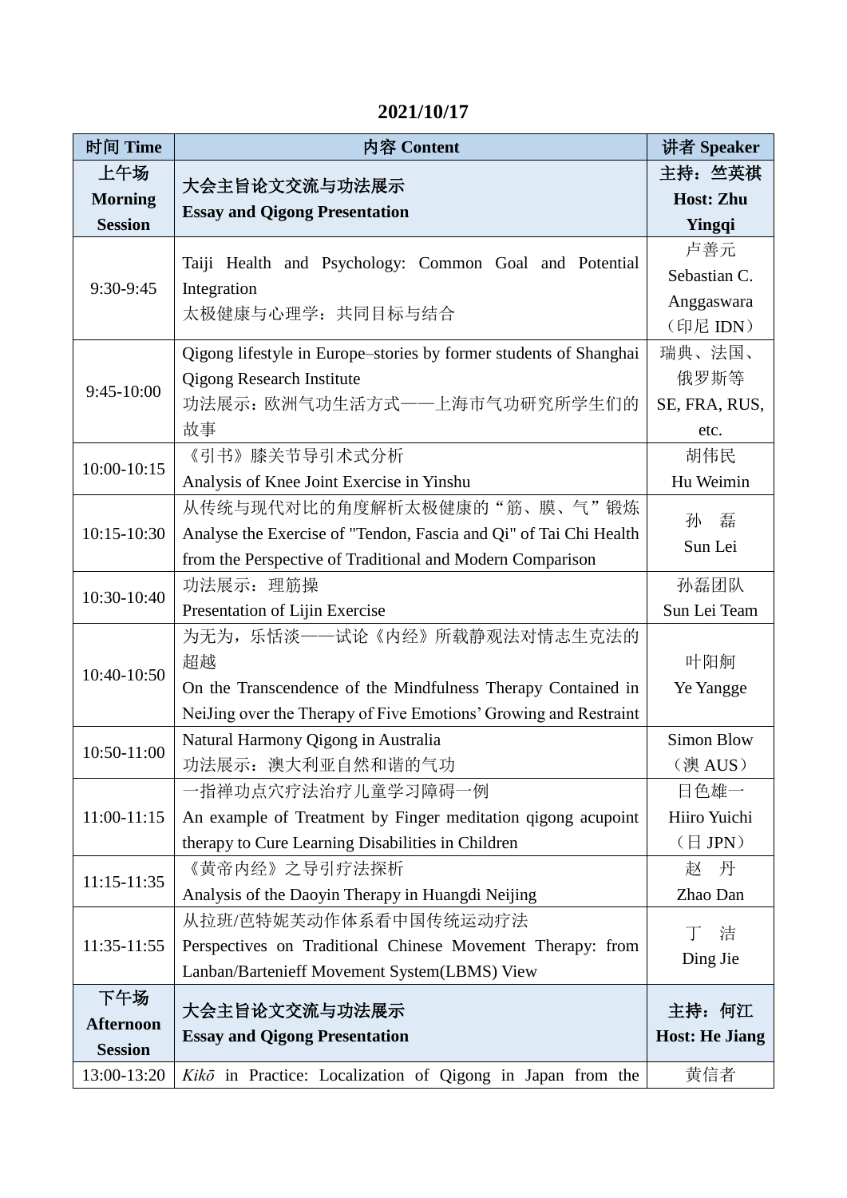**2021/10/17**

| 时间 Time | 内容 Content | 讲者 Speaker |
| --- | --- | --- |
| **上午场 Morning Session** | **大会主旨论文交流与功法展示 Essay and Qigong Presentation** | **主持：竺英祺 Host: Zhu Yingqi** |
| 9:30-9:45 | Taiji Health and Psychology: Common Goal and Potential Integration<br>太极健康与心理学：共同目标与结合 | 卢善元<br>Sebastian C. Anggaswara<br>（印尼 IDN） |
| 9:45-10:00 | Qigong lifestyle in Europe–stories by former students of Shanghai Qigong Research Institute<br>功法展示：欧洲气功生活方式——上海市气功研究所学生们的故事 | 瑞典、法国、俄罗斯等<br>SE, FRA, RUS, etc. |
| 10:00-10:15 | 《引书》膝关节导引术式分析<br>Analysis of Knee Joint Exercise in Yinshu | 胡伟民<br>Hu Weimin |
| 10:15-10:30 | 从传统与现代对比的角度解析太极健康的“筋、膜、气”锻炼<br>Analyse the Exercise of "Tendon, Fascia and Qi" of Tai Chi Health from the Perspective of Traditional and Modern Comparison | 孙　磊<br>Sun Lei |
| 10:30-10:40 | 功法展示：理筋操<br>Presentation of Lijin Exercise | 孙磊团队<br>Sun Lei Team |
| 10:40-10:50 | 为无为，乐恬淡——试论《内经》所载静观法对情志生克法的超越<br>On the Transcendence of the Mindfulness Therapy Contained in NeiJing over the Therapy of Five Emotions’ Growing and Restraint | 叶阳舸<br>Ye Yangge |
| 10:50-11:00 | Natural Harmony Qigong in Australia<br>功法展示：澳大利亚自然和谐的气功 | Simon Blow<br>（澳 AUS） |
| 11:00-11:15 | 一指禅功点穴疗法治疗儿童学习障碍一例<br>An example of Treatment by Finger meditation qigong acupoint therapy to Cure Learning Disabilities in Children | 日色雄一<br>Hiiro Yuichi<br>（日 JPN） |
| 11:15-11:35 | 《黄帝内经》之导引疗法探析<br>Analysis of the Daoyin Therapy in Huangdi Neijing | 赵　丹<br>Zhao Dan |
| 11:35-11:55 | 从拉班/芭特妮芙动作体系看中国传统运动疗法<br>Perspectives on Traditional Chinese Movement Therapy: from Lanban/Bartenieff Movement System(LBMS) View | 丁　洁<br>Ding Jie |
| **下午场 Afternoon Session** | **大会主旨论文交流与功法展示 Essay and Qigong Presentation** | **主持：何江 Host: He Jiang** |
| 13:00-13:20 | *Kikō* in Practice: Localization of Qigong in Japan from the | 黄信者 |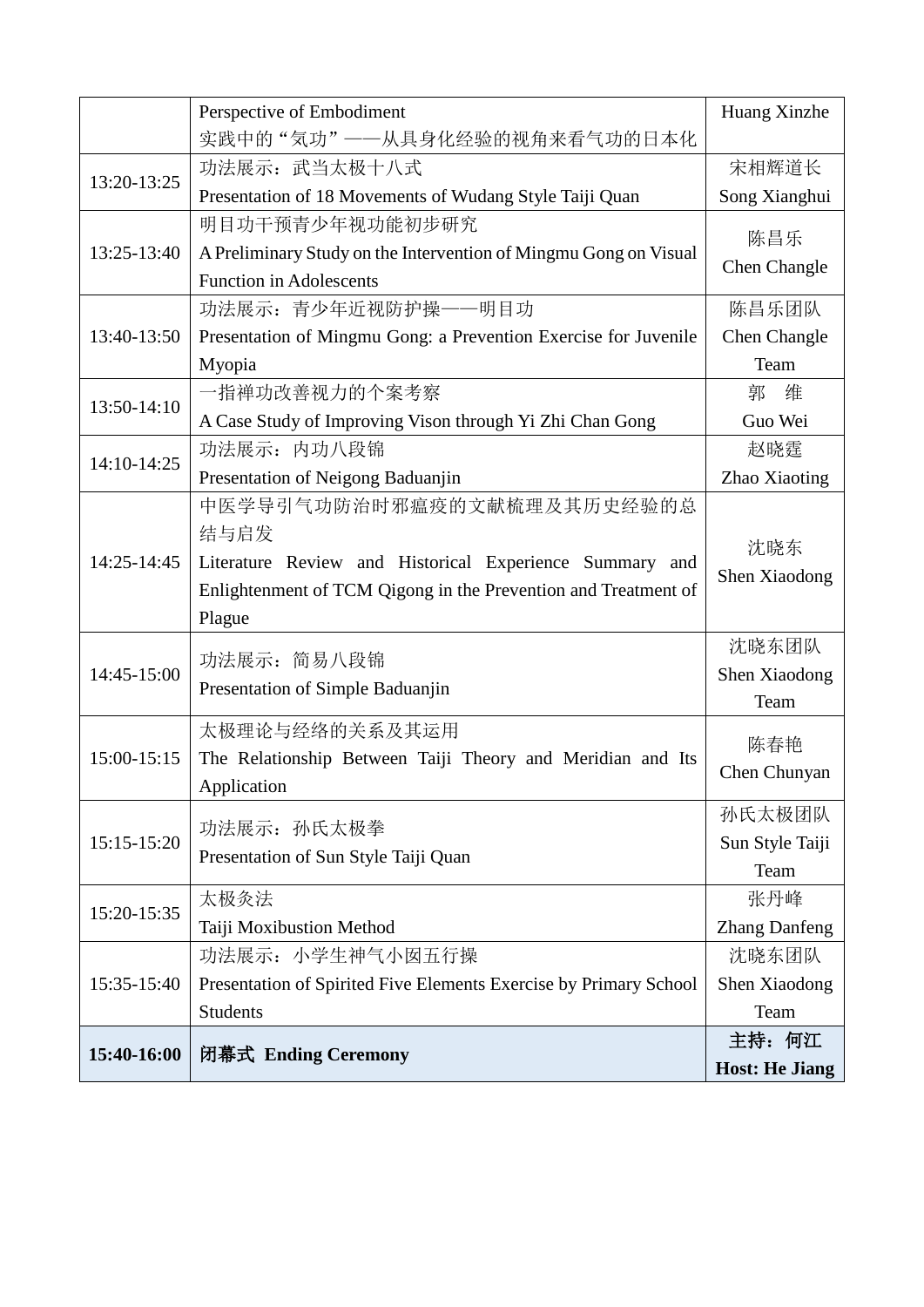| | | |
|---|---|---|
| | Perspective of Embodiment<br>实践中的“气功”——从具身化经验的视角来看气功的日本化 | Huang Xinzhe |
| 13:20-13:25 | 功法展示：武当太极十八式<br>Presentation of 18 Movements of Wudang Style Taiji Quan | 宋相辉道长<br>Song Xianghui |
| 13:25-13:40 | 明目功干预青少年视功能初步研究<br>A Preliminary Study on the Intervention of Mingmu Gong on Visual Function in Adolescents | 陈昌乐<br>Chen Changle |
| 13:40-13:50 | 功法展示：青少年近视防护操——明目功<br>Presentation of Mingmu Gong: a Prevention Exercise for Juvenile Myopia | 陈昌乐团队<br>Chen Changle Team |
| 13:50-14:10 | 一指禅功改善视力的个案考察<br>A Case Study of Improving Vison through Yi Zhi Chan Gong | 郭 维<br>Guo Wei |
| 14:10-14:25 | 功法展示：内功八段锦<br>Presentation of Neigong Baduanjin | 赵晓霆<br>Zhao Xiaoting |
| 14:25-14:45 | 中医学导引气功防治时邪瘟疫的文献梳理及其历史经验的总结与启发<br>Literature Review and Historical Experience Summary and Enlightenment of TCM Qigong in the Prevention and Treatment of Plague | 沈晓东<br>Shen Xiaodong |
| 14:45-15:00 | 功法展示：简易八段锦<br>Presentation of Simple Baduanjin | 沈晓东团队<br>Shen Xiaodong Team |
| 15:00-15:15 | 太极理论与经络的关系及其运用<br>The Relationship Between Taiji Theory and Meridian and Its Application | 陈春艳<br>Chen Chunyan |
| 15:15-15:20 | 功法展示：孙氏太极拳<br>Presentation of Sun Style Taiji Quan | 孙氏太极团队<br>Sun Style Taiji Team |
| 15:20-15:35 | 太极灸法<br>Taiji Moxibustion Method | 张丹峰<br>Zhang Danfeng |
| 15:35-15:40 | 功法展示：小学生神气小囡五行操<br>Presentation of Spirited Five Elements Exercise by Primary School Students | 沈晓东团队<br>Shen Xiaodong Team |
| **15:40-16:00** | **闭幕式 Ending Ceremony** | **主持：何江<br>Host: He Jiang** |